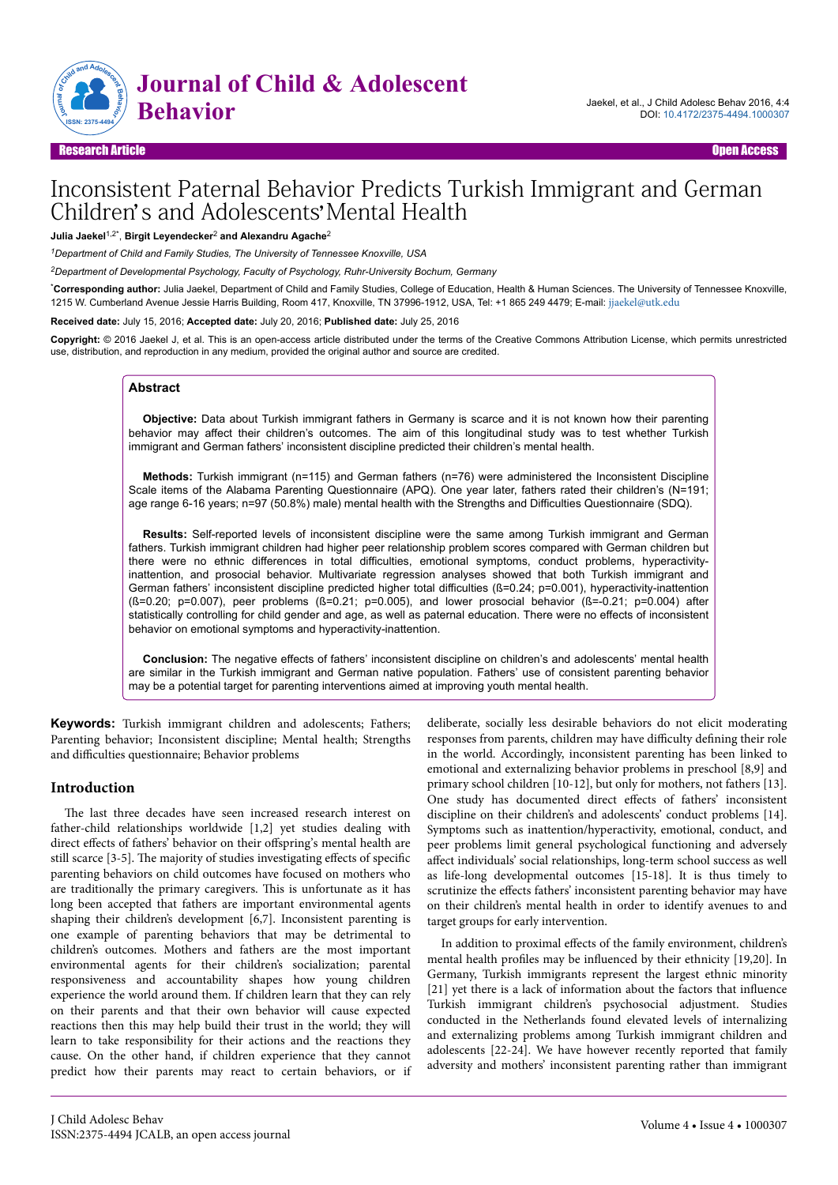# Inconsistent Paternal Behavior Predicts Turkish Immigrant and German Children's and Adolescents' Mental Health

**Julia Jaekel[1,2*], Birgit Leyendecker[2] and Alexandru Agache[2]**

[1]*Department of Child and Family Studies, The University of Tennessee Knoxville, USA*

[2]*Department of Developmental Psychology, Faculty of Psychology, Ruhr-University Bochum, Germany*

[*]**Corresponding author:** Julia Jaekel, Department of Child and Family Studies, College of Education, Health & Human Sciences. The University of Tennessee Knoxville, 1215 W. Cumberland Avenue Jessie Harris Building, Room 417, Knoxville, TN 37996-1912, USA, Tel: +1 865 249 4479; E-mail: jjaekel@utk.edu

**Received date:** July 15, 2016; **Accepted date:** July 20, 2016; **Published date:** July 25, 2016

**Copyright:** © 2016 Jaekel J, et al. This is an open-access article distributed under the terms of the Creative Commons Attribution License, which permits unrestricted use, distribution, and reproduction in any medium, provided the original author and source are credited.

## Abstract

**Objective:** Data about Turkish immigrant fathers in Germany is scarce and it is not known how their parenting behavior may affect their children's outcomes. The aim of this longitudinal study was to test whether Turkish immigrant and German fathers' inconsistent discipline predicted their children's mental health.

**Methods:** Turkish immigrant (n=115) and German fathers (n=76) were administered the Inconsistent Discipline Scale items of the Alabama Parenting Questionnaire (APQ). One year later, fathers rated their children's (N=191; age range 6-16 years; n=97 (50.8%) male) mental health with the Strengths and Difficulties Questionnaire (SDQ).

**Results:** Self-reported levels of inconsistent discipline were the same among Turkish immigrant and German fathers. Turkish immigrant children had higher peer relationship problem scores compared with German children but there were no ethnic differences in total difficulties, emotional symptoms, conduct problems, hyperactivity-inattention, and prosocial behavior. Multivariate regression analyses showed that both Turkish immigrant and German fathers' inconsistent discipline predicted higher total difficulties (ß=0.24; p=0.001), hyperactivity-inattention (ß=0.20; p=0.007), peer problems (ß=0.21; p=0.005), and lower prosocial behavior (ß=-0.21; p=0.004) after statistically controlling for child gender and age, as well as paternal education. There were no effects of inconsistent behavior on emotional symptoms and hyperactivity-inattention.

**Conclusion:** The negative effects of fathers' inconsistent discipline on children's and adolescents' mental health are similar in the Turkish immigrant and German native population. Fathers' use of consistent parenting behavior may be a potential target for parenting interventions aimed at improving youth mental health.

**Keywords:** Turkish immigrant children and adolescents; Fathers; Parenting behavior; Inconsistent discipline; Mental health; Strengths and difficulties questionnaire; Behavior problems

## Introduction

The last three decades have seen increased research interest on father-child relationships worldwide [1,2] yet studies dealing with direct effects of fathers' behavior on their offspring's mental health are still scarce [3-5]. The majority of studies investigating effects of specific parenting behaviors on child outcomes have focused on mothers who are traditionally the primary caregivers. This is unfortunate as it has long been accepted that fathers are important environmental agents shaping their children's development [6,7]. Inconsistent parenting is one example of parenting behaviors that may be detrimental to children's outcomes. Mothers and fathers are the most important environmental agents for their children's socialization; parental responsiveness and accountability shapes how young children experience the world around them. If children learn that they can rely on their parents and that their own behavior will cause expected reactions then this may help build their trust in the world; they will learn to take responsibility for their actions and the reactions they cause. On the other hand, if children experience that they cannot predict how their parents may react to certain behaviors, or if deliberate, socially less desirable behaviors do not elicit moderating responses from parents, children may have difficulty defining their role in the world. Accordingly, inconsistent parenting has been linked to emotional and externalizing behavior problems in preschool [8,9] and primary school children [10-12], but only for mothers, not fathers [13]. One study has documented direct effects of fathers' inconsistent discipline on their children's and adolescents' conduct problems [14]. Symptoms such as inattention/hyperactivity, emotional, conduct, and peer problems limit general psychological functioning and adversely affect individuals' social relationships, long-term school success as well as life-long developmental outcomes [15-18]. It is thus timely to scrutinize the effects fathers' inconsistent parenting behavior may have on their children's mental health in order to identify avenues to and target groups for early intervention.

In addition to proximal effects of the family environment, children's mental health profiles may be influenced by their ethnicity [19,20]. In Germany, Turkish immigrants represent the largest ethnic minority [21] yet there is a lack of information about the factors that influence Turkish immigrant children's psychosocial adjustment. Studies conducted in the Netherlands found elevated levels of internalizing and externalizing problems among Turkish immigrant children and adolescents [22-24]. We have however recently reported that family adversity and mothers' inconsistent parenting rather than immigrant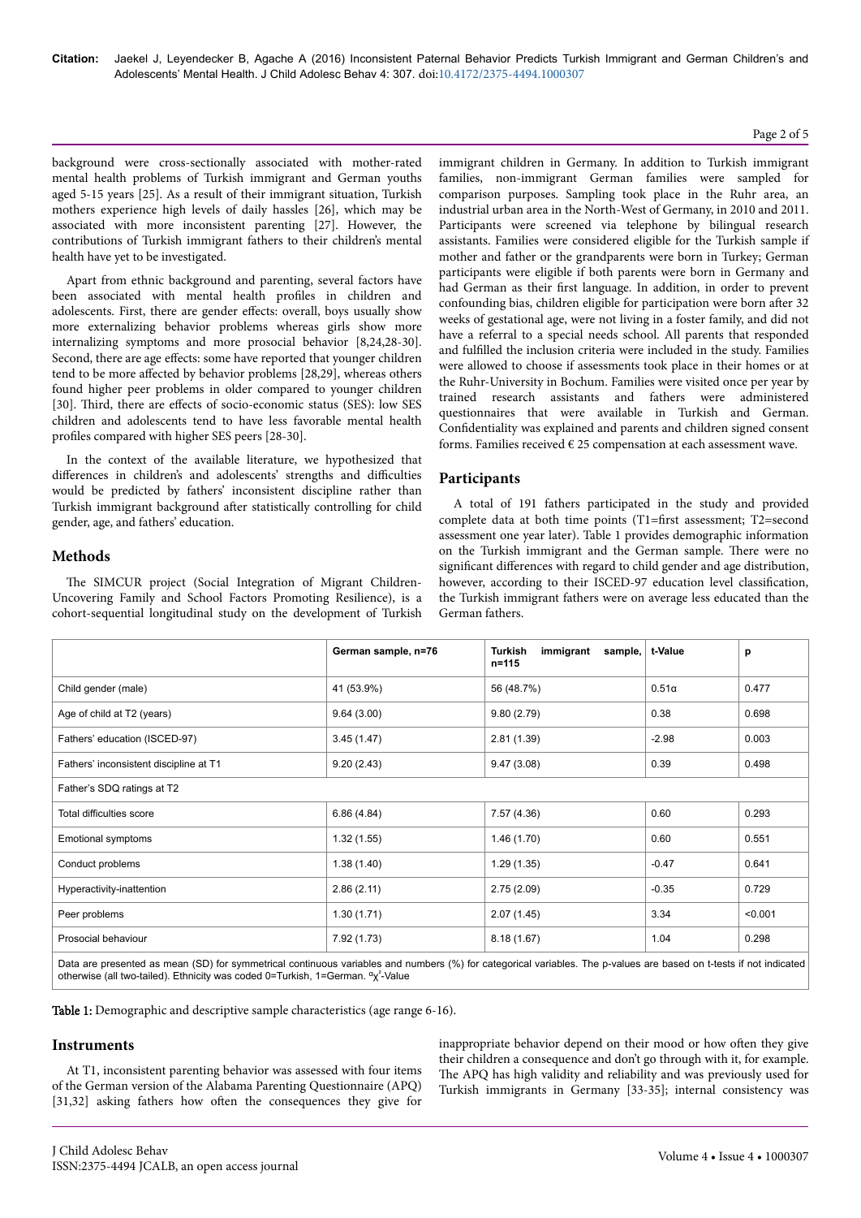background were cross-sectionally associated with mother-rated mental health problems of Turkish immigrant and German youths aged 5-15 years [25]. As a result of their immigrant situation, Turkish mothers experience high levels of daily hassles [26], which may be associated with more inconsistent parenting [27]. However, the contributions of Turkish immigrant fathers to their children's mental health have yet to be investigated.

Apart from ethnic background and parenting, several factors have been associated with mental health profiles in children and adolescents. First, there are gender effects: overall, boys usually show more externalizing behavior problems whereas girls show more internalizing symptoms and more prosocial behavior [8,24,28-30]. Second, there are age effects: some have reported that younger children tend to be more affected by behavior problems [28,29], whereas others found higher peer problems in older compared to younger children [30]. Third, there are effects of socio-economic status (SES): low SES children and adolescents tend to have less favorable mental health profiles compared with higher SES peers [28-30].

In the context of the available literature, we hypothesized that differences in children's and adolescents' strengths and difficulties would be predicted by fathers' inconsistent discipline rather than Turkish immigrant background after statistically controlling for child gender, age, and fathers' education.

## Methods

The SIMCUR project (Social Integration of Migrant Children-Uncovering Family and School Factors Promoting Resilience), is a cohort-sequential longitudinal study on the development of Turkish immigrant children in Germany. In addition to Turkish immigrant families, non-immigrant German families were sampled for comparison purposes. Sampling took place in the Ruhr area, an industrial urban area in the North-West of Germany, in 2010 and 2011. Participants were screened via telephone by bilingual research assistants. Families were considered eligible for the Turkish sample if mother and father or the grandparents were born in Turkey; German participants were eligible if both parents were born in Germany and had German as their first language. In addition, in order to prevent confounding bias, children eligible for participation were born after 32 weeks of gestational age, were not living in a foster family, and did not have a referral to a special needs school. All parents that responded and fulfilled the inclusion criteria were included in the study. Families were allowed to choose if assessments took place in their homes or at the Ruhr-University in Bochum. Families were visited once per year by trained research assistants and fathers were administered questionnaires that were available in Turkish and German. Confidentiality was explained and parents and children signed consent forms. Families received € 25 compensation at each assessment wave.

## Participants

A total of 191 fathers participated in the study and provided complete data at both time points (T1=first assessment; T2=second assessment one year later). Table 1 provides demographic information on the Turkish immigrant and the German sample. There were no significant differences with regard to child gender and age distribution, however, according to their ISCED-97 education level classification, the Turkish immigrant fathers were on average less educated than the German fathers.

| | German sample, n=76 | Turkish immigrant sample, n=115 | t-Value | p |
|---|---|---|---|---|
| Child gender (male) | 41 (53.9%) | 56 (48.7%) | 0.51α | 0.477 |
| Age of child at T2 (years) | 9.64 (3.00) | 9.80 (2.79) | 0.38 | 0.698 |
| Fathers' education (ISCED-97) | 3.45 (1.47) | 2.81 (1.39) | -2.98 | 0.003 |
| Fathers' inconsistent discipline at T1 | 9.20 (2.43) | 9.47 (3.08) | 0.39 | 0.498 |
| Father's SDQ ratings at T2 | | | | |
| Total difficulties score | 6.86 (4.84) | 7.57 (4.36) | 0.60 | 0.293 |
| Emotional symptoms | 1.32 (1.55) | 1.46 (1.70) | 0.60 | 0.551 |
| Conduct problems | 1.38 (1.40) | 1.29 (1.35) | -0.47 | 0.641 |
| Hyperactivity-inattention | 2.86 (2.11) | 2.75 (2.09) | -0.35 | 0.729 |
| Peer problems | 1.30 (1.71) | 2.07 (1.45) | 3.34 | <0.001 |
| Prosocial behaviour | 7.92 (1.73) | 8.18 (1.67) | 1.04 | 0.298 |

Data are presented as mean (SD) for symmetrical continuous variables and numbers (%) for categorical variables. The p-values are based on t-tests if not indicated otherwise (all two-tailed). Ethnicity was coded 0=Turkish, 1=German. $^{\alpha}\chi^2$-Value

**Table 1:** Demographic and descriptive sample characteristics (age range 6-16).

## Instruments

At T1, inconsistent parenting behavior was assessed with four items of the German version of the Alabama Parenting Questionnaire (APQ) [31,32] asking fathers how often the consequences they give for inappropriate behavior depend on their mood or how often they give their children a consequence and don't go through with it, for example. The APQ has high validity and reliability and was previously used for Turkish immigrants in Germany [33-35]; internal consistency was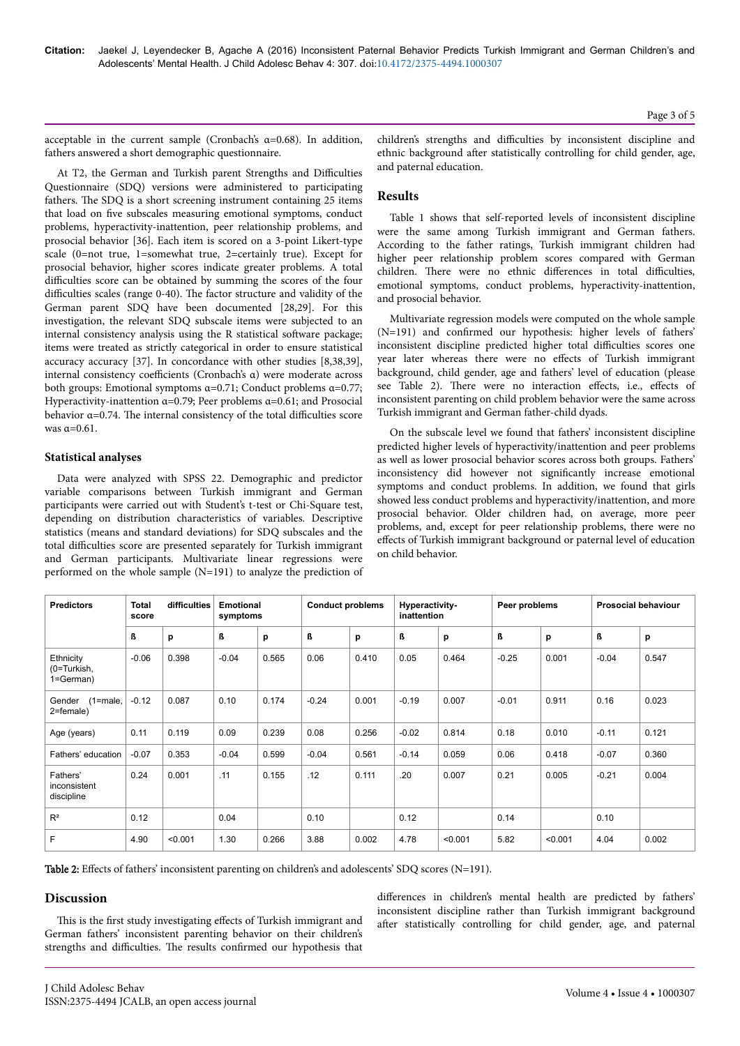acceptable in the current sample (Cronbach's α=0.68). In addition, fathers answered a short demographic questionnaire.

At T2, the German and Turkish parent Strengths and Difficulties Questionnaire (SDQ) versions were administered to participating fathers. The SDQ is a short screening instrument containing 25 items that load on five subscales measuring emotional symptoms, conduct problems, hyperactivity-inattention, peer relationship problems, and prosocial behavior [36]. Each item is scored on a 3-point Likert-type scale (0=not true, 1=somewhat true, 2=certainly true). Except for prosocial behavior, higher scores indicate greater problems. A total difficulties score can be obtained by summing the scores of the four difficulties scales (range 0-40). The factor structure and validity of the German parent SDQ have been documented [28,29]. For this investigation, the relevant SDQ subscale items were subjected to an internal consistency analysis using the R statistical software package; items were treated as strictly categorical in order to ensure statistical accuracy accuracy [37]. In concordance with other studies [8,38,39], internal consistency coefficients (Cronbach's α) were moderate across both groups: Emotional symptoms α=0.71; Conduct problems α=0.77; Hyperactivity-inattention α=0.79; Peer problems α=0.61; and Prosocial behavior α=0.74. The internal consistency of the total difficulties score was α=0.61.

### Statistical analyses

Data were analyzed with SPSS 22. Demographic and predictor variable comparisons between Turkish immigrant and German participants were carried out with Student's t-test or Chi-Square test, depending on distribution characteristics of variables. Descriptive statistics (means and standard deviations) for SDQ subscales and the total difficulties score are presented separately for Turkish immigrant and German participants. Multivariate linear regressions were performed on the whole sample (N=191) to analyze the prediction of children's strengths and difficulties by inconsistent discipline and ethnic background after statistically controlling for child gender, age, and paternal education.

## Results

Table 1 shows that self-reported levels of inconsistent discipline were the same among Turkish immigrant and German fathers. According to the father ratings, Turkish immigrant children had higher peer relationship problem scores compared with German children. There were no ethnic differences in total difficulties, emotional symptoms, conduct problems, hyperactivity-inattention, and prosocial behavior.

Multivariate regression models were computed on the whole sample (N=191) and confirmed our hypothesis: higher levels of fathers' inconsistent discipline predicted higher total difficulties scores one year later whereas there were no effects of Turkish immigrant background, child gender, age and fathers' level of education (please see Table 2). There were no interaction effects, i.e., effects of inconsistent parenting on child problem behavior were the same across Turkish immigrant and German father-child dyads.

On the subscale level we found that fathers' inconsistent discipline predicted higher levels of hyperactivity/inattention and peer problems as well as lower prosocial behavior scores across both groups. Fathers' inconsistency did however not significantly increase emotional symptoms and conduct problems. In addition, we found that girls showed less conduct problems and hyperactivity/inattention, and more prosocial behavior. Older children had, on average, more peer problems, and, except for peer relationship problems, there were no effects of Turkish immigrant background or paternal level of education on child behavior.

| Predictors | Total difficulties score | | Emotional symptoms | | Conduct problems | | Hyperactivity-inattention | | Peer problems | | Prosocial behaviour | |
|---|---|---|---|---|---|---|---|---|---|---|---|---|
| | ß | p | ß | p | ß | p | ß | p | ß | p | ß | p |
| Ethnicity (0=Turkish, 1=German) | -0.06 | 0.398 | -0.04 | 0.565 | 0.06 | 0.410 | 0.05 | 0.464 | -0.25 | 0.001 | -0.04 | 0.547 |
| Gender (1=male, 2=female) | -0.12 | 0.087 | 0.10 | 0.174 | -0.24 | 0.001 | -0.19 | 0.007 | -0.01 | 0.911 | 0.16 | 0.023 |
| Age (years) | 0.11 | 0.119 | 0.09 | 0.239 | 0.08 | 0.256 | -0.02 | 0.814 | 0.18 | 0.010 | -0.11 | 0.121 |
| Fathers' education | -0.07 | 0.353 | -0.04 | 0.599 | -0.04 | 0.561 | -0.14 | 0.059 | 0.06 | 0.418 | -0.07 | 0.360 |
| Fathers' inconsistent discipline | 0.24 | 0.001 | .11 | 0.155 | .12 | 0.111 | .20 | 0.007 | 0.21 | 0.005 | -0.21 | 0.004 |
| $R^2$ | 0.12 | | 0.04 | | 0.10 | | 0.12 | | 0.14 | | 0.10 | |
| F | 4.90 | <0.001 | 1.30 | 0.266 | 3.88 | 0.002 | 4.78 | <0.001 | 5.82 | <0.001 | 4.04 | 0.002 |

**Table 2:** Effects of fathers' inconsistent parenting on children's and adolescents' SDQ scores (N=191).

## Discussion

This is the first study investigating effects of Turkish immigrant and German fathers' inconsistent parenting behavior on their children's strengths and difficulties. The results confirmed our hypothesis that differences in children's mental health are predicted by fathers' inconsistent discipline rather than Turkish immigrant background after statistically controlling for child gender, age, and paternal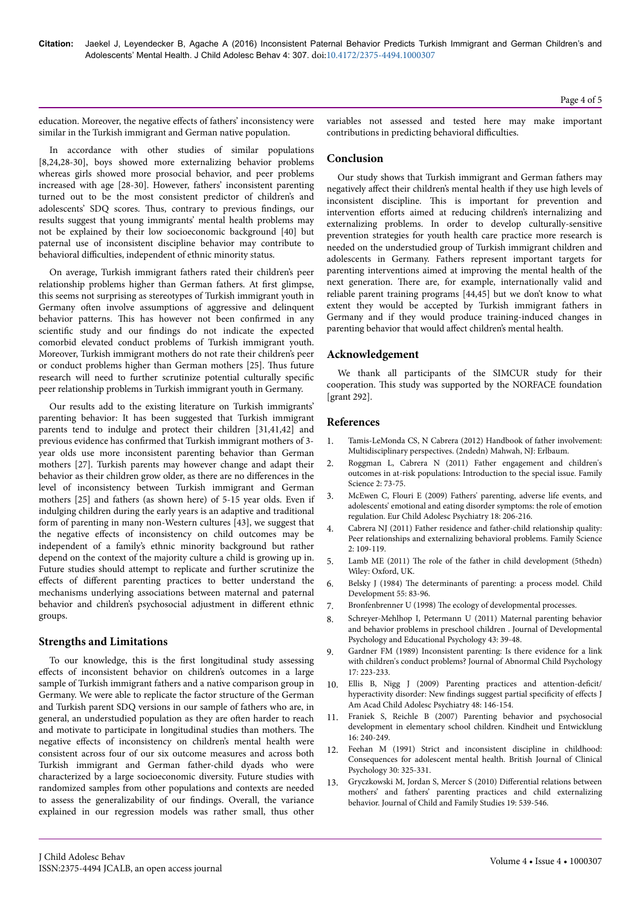education. Moreover, the negative effects of fathers' inconsistency were similar in the Turkish immigrant and German native population.

In accordance with other studies of similar populations [8,24,28-30], boys showed more externalizing behavior problems whereas girls showed more prosocial behavior, and peer problems increased with age [28-30]. However, fathers' inconsistent parenting turned out to be the most consistent predictor of children's and adolescents' SDQ scores. Thus, contrary to previous findings, our results suggest that young immigrants' mental health problems may not be explained by their low socioeconomic background [40] but paternal use of inconsistent discipline behavior may contribute to behavioral difficulties, independent of ethnic minority status.

On average, Turkish immigrant fathers rated their children's peer relationship problems higher than German fathers. At first glimpse, this seems not surprising as stereotypes of Turkish immigrant youth in Germany often involve assumptions of aggressive and delinquent behavior patterns. This has however not been confirmed in any scientific study and our findings do not indicate the expected comorbid elevated conduct problems of Turkish immigrant youth. Moreover, Turkish immigrant mothers do not rate their children's peer or conduct problems higher than German mothers [25]. Thus future research will need to further scrutinize potential culturally specific peer relationship problems in Turkish immigrant youth in Germany.

Our results add to the existing literature on Turkish immigrants' parenting behavior: It has been suggested that Turkish immigrant parents tend to indulge and protect their children [31,41,42] and previous evidence has confirmed that Turkish immigrant mothers of 3-year olds use more inconsistent parenting behavior than German mothers [27]. Turkish parents may however change and adapt their behavior as their children grow older, as there are no differences in the level of inconsistency between Turkish immigrant and German mothers [25] and fathers (as shown here) of 5-15 year olds. Even if indulging children during the early years is an adaptive and traditional form of parenting in many non-Western cultures [43], we suggest that the negative effects of inconsistency on child outcomes may be independent of a family's ethnic minority background but rather depend on the context of the majority culture a child is growing up in. Future studies should attempt to replicate and further scrutinize the effects of different parenting practices to better understand the mechanisms underlying associations between maternal and paternal behavior and children's psychosocial adjustment in different ethnic groups.

## Strengths and Limitations

To our knowledge, this is the first longitudinal study assessing effects of inconsistent behavior on children's outcomes in a large sample of Turkish immigrant fathers and a native comparison group in Germany. We were able to replicate the factor structure of the German and Turkish parent SDQ versions in our sample of fathers who are, in general, an understudied population as they are often harder to reach and motivate to participate in longitudinal studies than mothers. The negative effects of inconsistency on children's mental health were consistent across four of our six outcome measures and across both Turkish immigrant and German father-child dyads who were characterized by a large socioeconomic diversity. Future studies with randomized samples from other populations and contexts are needed to assess the generalizability of our findings. Overall, the variance explained in our regression models was rather small, thus other variables not assessed and tested here may make important contributions in predicting behavioral difficulties.

## Conclusion

Our study shows that Turkish immigrant and German fathers may negatively affect their children's mental health if they use high levels of inconsistent discipline. This is important for prevention and intervention efforts aimed at reducing children's internalizing and externalizing problems. In order to develop culturally-sensitive prevention strategies for youth health care practice more research is needed on the understudied group of Turkish immigrant children and adolescents in Germany. Fathers represent important targets for parenting interventions aimed at improving the mental health of the next generation. There are, for example, internationally valid and reliable parent training programs [44,45] but we don't know to what extent they would be accepted by Turkish immigrant fathers in Germany and if they would produce training-induced changes in parenting behavior that would affect children's mental health.

## Acknowledgement

We thank all participants of the SIMCUR study for their cooperation. This study was supported by the NORFACE foundation [grant 292].

## References

1. Tamis-LeMonda CS, N Cabrera (2012) Handbook of father involvement: Multidisciplinary perspectives. (2ndedn) Mahwah, NJ: Erlbaum.
2. Roggman L, Cabrera N (2011) Father engagement and children's outcomes in at-risk populations: Introduction to the special issue. Family Science 2: 73-75.
3. McEwen C, Flouri E (2009) Fathers' parenting, adverse life events, and adolescents' emotional and eating disorder symptoms: the role of emotion regulation. Eur Child Adolesc Psychiatry 18: 206-216.
4. Cabrera NJ (2011) Father residence and father-child relationship quality: Peer relationships and externalizing behavioral problems. Family Science 2: 109-119.
5. Lamb ME (2011) The role of the father in child development (5thedn) Wiley: Oxford, UK.
6. Belsky J (1984) The determinants of parenting: a process model. Child Development 55: 83-96.
7. Bronfenbrenner U (1998) The ecology of developmental processes.
8. Schreyer-Mehlhop I, Petermann U (2011) Maternal parenting behavior and behavior problems in preschool children . Journal of Developmental Psychology and Educational Psychology 43: 39-48.
9. Gardner FM (1989) Inconsistent parenting: Is there evidence for a link with children's conduct problems? Journal of Abnormal Child Psychology 17: 223-233.
10. Ellis B, Nigg J (2009) Parenting practices and attention-deficit/hyperactivity disorder: New findings suggest partial specificity of effects J Am Acad Child Adolesc Psychiatry 48: 146-154.
11. Franiek S, Reichle B (2007) Parenting behavior and psychosocial development in elementary school children. Kindheit und Entwicklung 16: 240-249.
12. Feehan M (1991) Strict and inconsistent discipline in childhood: Consequences for adolescent mental health. British Journal of Clinical Psychology 30: 325-331.
13. Gryczkowski M, Jordan S, Mercer S (2010) Differential relations between mothers' and fathers' parenting practices and child externalizing behavior. Journal of Child and Family Studies 19: 539-546.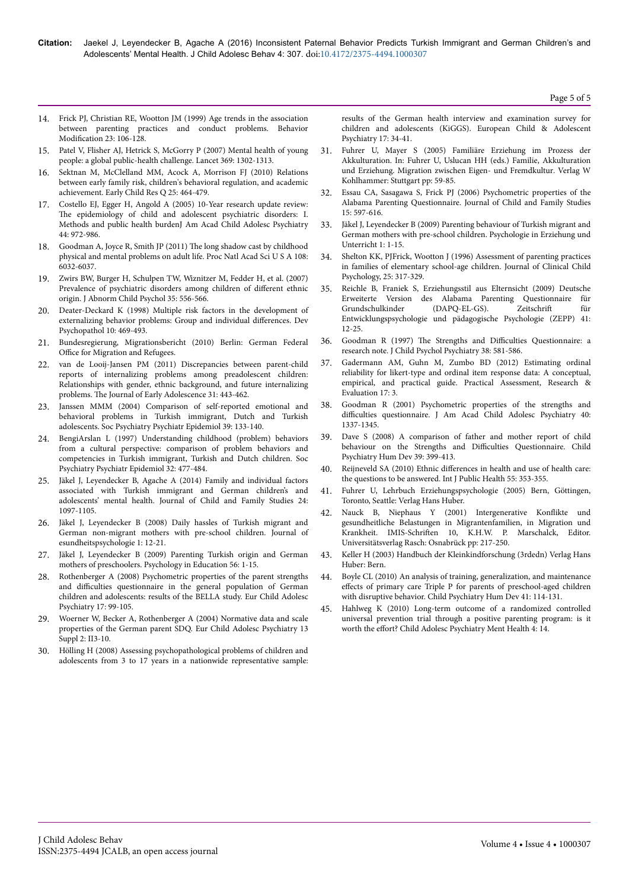14. Frick PJ, Christian RE, Wootton JM (1999) Age trends in the association between parenting practices and conduct problems. Behavior Modification 23: 106-128.
15. Patel V, Flisher AJ, Hetrick S, McGorry P (2007) Mental health of young people: a global public-health challenge. Lancet 369: 1302-1313.
16. Sektnan M, McClelland MM, Acock A, Morrison FJ (2010) Relations between early family risk, children's behavioral regulation, and academic achievement. Early Child Res Q 25: 464-479.
17. Costello EJ, Egger H, Angold A (2005) 10-Year research update review: The epidemiology of child and adolescent psychiatric disorders: I. Methods and public health burdenJ Am Acad Child Adolesc Psychiatry 44: 972-986.
18. Goodman A, Joyce R, Smith JP (2011) The long shadow cast by childhood physical and mental problems on adult life. Proc Natl Acad Sci U S A 108: 6032-6037.
19. Zwirs BW, Burger H, Schulpen TW, Wiznitzer M, Fedder H, et al. (2007) Prevalence of psychiatric disorders among children of different ethnic origin. J Abnorm Child Psychol 35: 556-566.
20. Deater-Deckard K (1998) Multiple risk factors in the development of externalizing behavior problems: Group and individual differences. Dev Psychopathol 10: 469-493.
21. Bundesregierung, Migrationsbericht (2010) Berlin: German Federal Office for Migration and Refugees.
22. van de Looij-Jansen PM (2011) Discrepancies between parent-child reports of internalizing problems among preadolescent children: Relationships with gender, ethnic background, and future internalizing problems. The Journal of Early Adolescence 31: 443-462.
23. Janssen MMM (2004) Comparison of self-reported emotional and behavioral problems in Turkish immigrant, Dutch and Turkish adolescents. Soc Psychiatry Psychiatr Epidemiol 39: 133-140.
24. BengiArslan L (1997) Understanding childhood (problem) behaviors from a cultural perspective: comparison of problem behaviors and competencies in Turkish immigrant, Turkish and Dutch children. Soc Psychiatry Psychiatr Epidemiol 32: 477-484.
25. Jäkel J, Leyendecker B, Agache A (2014) Family and individual factors associated with Turkish immigrant and German children's and adolescents' mental health. Journal of Child and Family Studies 24: 1097-1105.
26. Jäkel J, Leyendecker B (2008) Daily hassles of Turkish migrant and German non-migrant mothers with pre-school children. Journal of esundheitspsychologie 1: 12-21.
27. Jäkel J, Leyendecker B (2009) Parenting Turkish origin and German mothers of preschoolers. Psychology in Education 56: 1-15.
28. Rothenberger A (2008) Psychometric properties of the parent strengths and difficulties questionnaire in the general population of German children and adolescents: results of the BELLA study. Eur Child Adolesc Psychiatry 17: 99-105.
29. Woerner W, Becker A, Rothenberger A (2004) Normative data and scale properties of the German parent SDQ. Eur Child Adolesc Psychiatry 13 Suppl 2: II3-10.
30. Hölling H (2008) Assessing psychopathological problems of children and adolescents from 3 to 17 years in a nationwide representative sample: results of the German health interview and examination survey for children and adolescents (KiGGS). European Child & Adolescent Psychiatry 17: 34-41.
31. Fuhrer U, Mayer S (2005) Familiäre Erziehung im Prozess der Akkulturation. In: Fuhrer U, Uslucan HH (eds.) Familie, Akkulturation und Erziehung. Migration zwischen Eigen- und Fremdkultur. Verlag W Kohlhammer: Stuttgart pp: 59-85.
32. Essau CA, Sasagawa S, Frick PJ (2006) Psychometric properties of the Alabama Parenting Questionnaire. Journal of Child and Family Studies 15: 597-616.
33. Jäkel J, Leyendecker B (2009) Parenting behaviour of Turkish migrant and German mothers with pre-school children. Psychologie in Erziehung und Unterricht 1: 1-15.
34. Shelton KK, PJFrick, Wootton J (1996) Assessment of parenting practices in families of elementary school-age children. Journal of Clinical Child Psychology, 25: 317-329.
35. Reichle B, Franiek S, Erziehungsstil aus Elternsicht (2009) Deutsche Erweiterte Version des Alabama Parenting Questionnaire für Grundschulkinder (DAPQ-EL-GS). Zeitschrift für Entwicklungspsychologie und pädagogische Psychologie (ZEPP) 41: 12-25.
36. Goodman R (1997) The Strengths and Difficulties Questionnaire: a research note. J Child Psychol Psychiatry 38: 581-586.
37. Gadermann AM, Guhn M, Zumbo BD (2012) Estimating ordinal reliability for likert-type and ordinal item response data: A conceptual, empirical, and practical guide. Practical Assessment, Research & Evaluation 17: 3.
38. Goodman R (2001) Psychometric properties of the strengths and difficulties questionnaire. J Am Acad Child Adolesc Psychiatry 40: 1337-1345.
39. Dave S (2008) A comparison of father and mother report of child behaviour on the Strengths and Difficulties Questionnaire. Child Psychiatry Hum Dev 39: 399-413.
40. Reijneveld SA (2010) Ethnic differences in health and use of health care: the questions to be answered. Int J Public Health 55: 353-355.
41. Fuhrer U, Lehrbuch Erziehungspsychologie (2005) Bern, Göttingen, Toronto, Seattle: Verlag Hans Huber.
42. Nauck B, Niephaus Y (2001) Intergenerative Konflikte und gesundheitliche Belastungen in Migrantenfamilien, in Migration und Krankheit. IMIS-Schriften 10, K.H.W. P. Marschalck, Editor. Universitätsverlag Rasch: Osnabrück pp: 217-250.
43. Keller H (2003) Handbuch der Kleinkindforschung (3rdedn) Verlag Hans Huber: Bern.
44. Boyle CL (2010) An analysis of training, generalization, and maintenance effects of primary care Triple P for parents of preschool-aged children with disruptive behavior. Child Psychiatry Hum Dev 41: 114-131.
45. Hahlweg K (2010) Long-term outcome of a randomized controlled universal prevention trial through a positive parenting program: is it worth the effort? Child Adolesc Psychiatry Ment Health 4: 14.